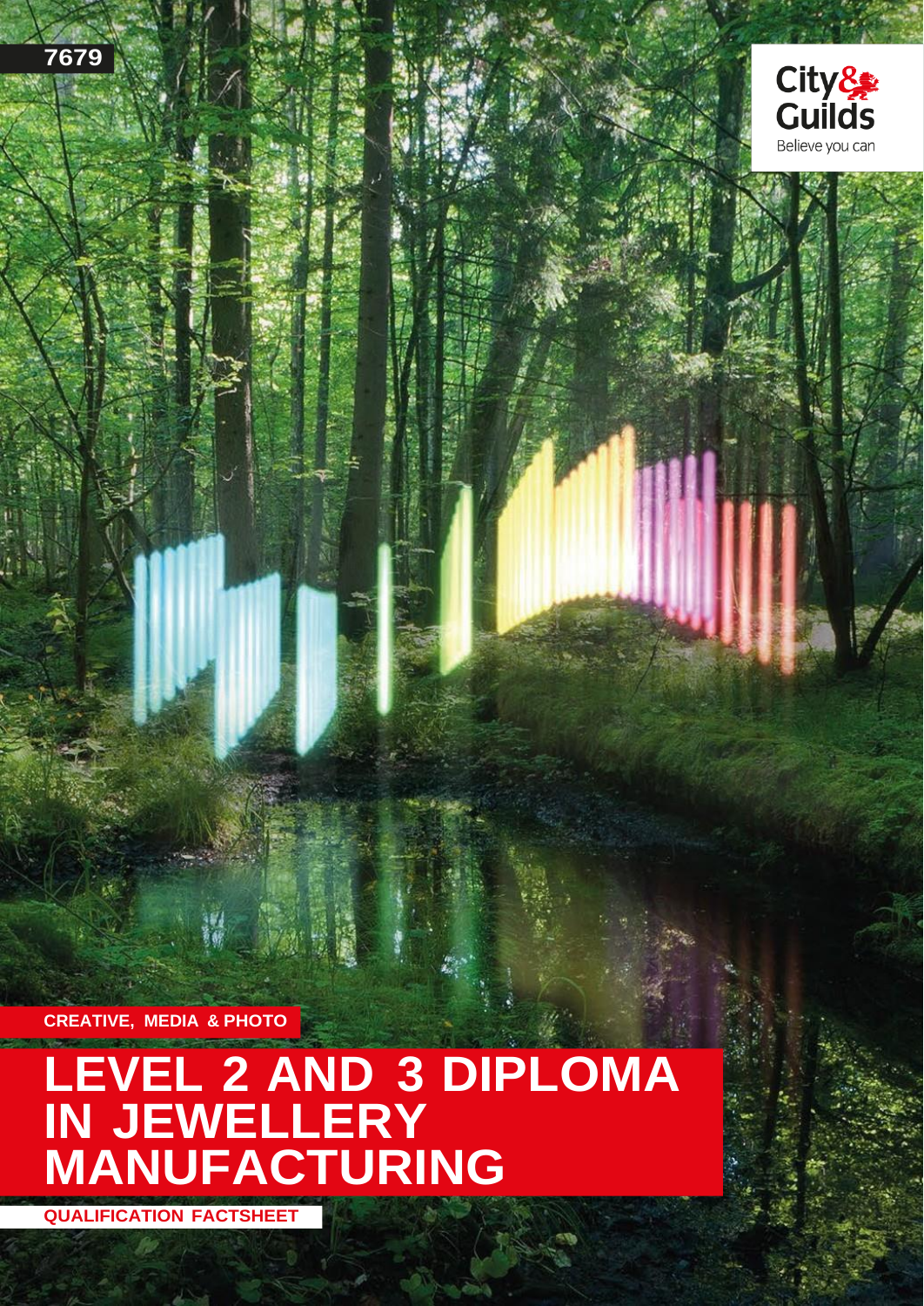7679

City & Guilds
Believe you can

CREATIVE, MEDIA & PHOTO

# LEVEL 2 AND 3 DIPLOMA IN JEWELLERY MANUFACTURING

QUALIFICATION FACTSHEET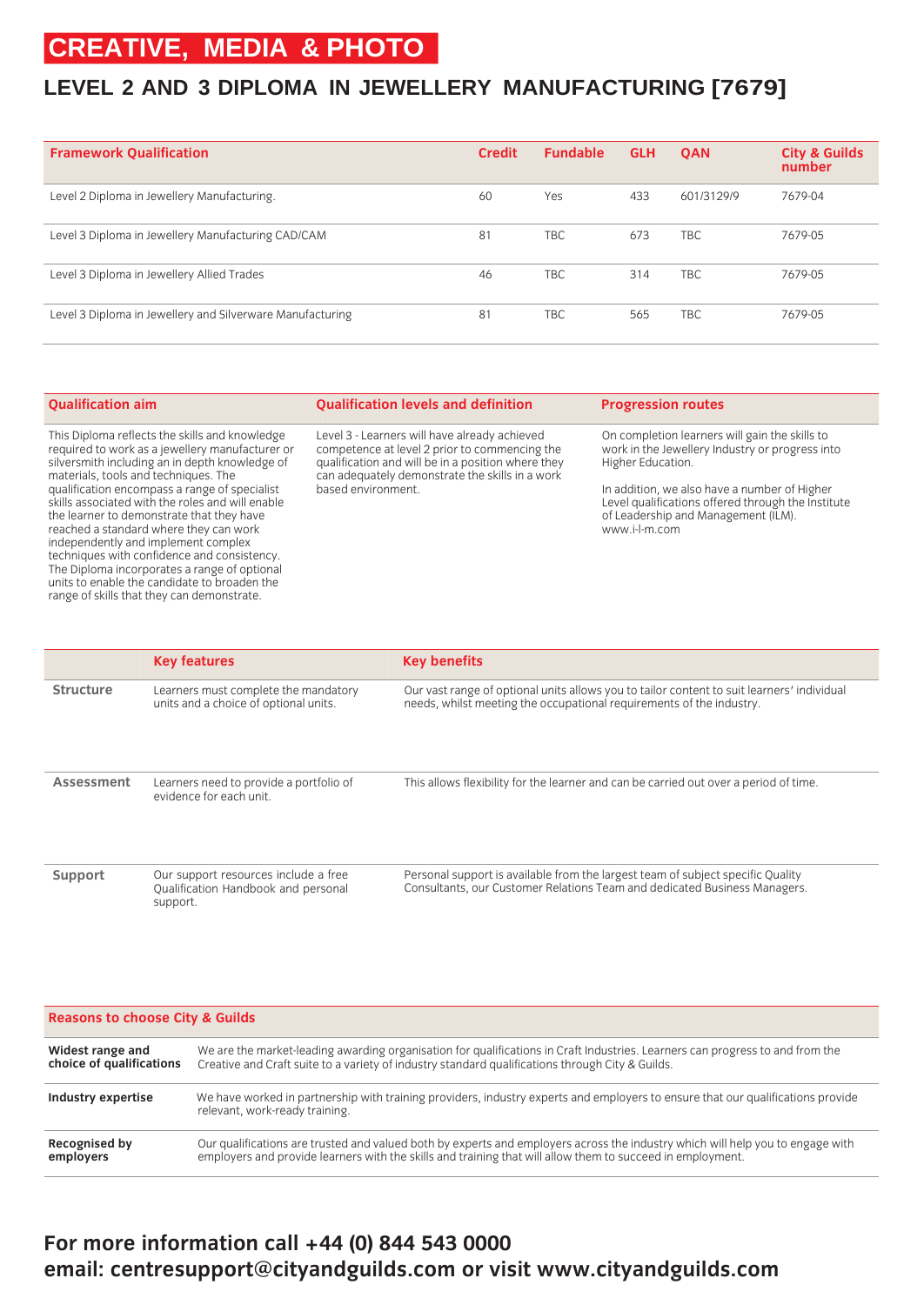# CREATIVE, MEDIA & PHOTO

## LEVEL 2 AND 3 DIPLOMA IN JEWELLERY MANUFACTURING [7679]

| Framework Qualification | Credit | Fundable | GLH | QAN | City & Guilds number |
|---|---|---|---|---|---|
| Level 2 Diploma in Jewellery Manufacturing. | 60 | Yes | 433 | 601/3129/9 | 7679-04 |
| Level 3 Diploma in Jewellery Manufacturing CAD/CAM | 81 | TBC | 673 | TBC | 7679-05 |
| Level 3 Diploma in Jewellery Allied Trades | 46 | TBC | 314 | TBC | 7679-05 |
| Level 3 Diploma in Jewellery and Silverware Manufacturing | 81 | TBC | 565 | TBC | 7679-05 |

| Qualification aim | Qualification levels and definition | Progression routes |
|---|---|---|
| This Diploma reflects the skills and knowledge required to work as a jewellery manufacturer or silversmith including an in depth knowledge of materials, tools and techniques. The qualification encompass a range of specialist skills associated with the roles and will enable the learner to demonstrate that they have reached a standard where they can work independently and implement complex techniques with confidence and consistency. The Diploma incorporates a range of optional units to enable the candidate to broaden the range of skills that they can demonstrate. | Level 3 - Learners will have already achieved competence at level 2 prior to commencing the qualification and will be in a position where they can adequately demonstrate the skills in a work based environment. | On completion learners will gain the skills to work in the Jewellery Industry or progress into Higher Education. In addition, we also have a number of Higher Level qualifications offered through the Institute of Leadership and Management (ILM). www.i-l-m.com |

| | Key features | Key benefits |
|---|---|---|
| **Structure** | Learners must complete the mandatory units and a choice of optional units. | Our vast range of optional units allows you to tailor content to suit learners' individual needs, whilst meeting the occupational requirements of the industry. |
| **Assessment** | Learners need to provide a portfolio of evidence for each unit. | This allows flexibility for the learner and can be carried out over a period of time. |
| **Support** | Our support resources include a free Qualification Handbook and personal support. | Personal support is available from the largest team of subject specific Quality Consultants, our Customer Relations Team and dedicated Business Managers. |

| Reasons to choose City & Guilds | |
|---|---|
| **Widest range and choice of qualifications** | We are the market-leading awarding organisation for qualifications in Craft Industries. Learners can progress to and from the Creative and Craft suite to a variety of industry standard qualifications through City & Guilds. |
| **Industry expertise** | We have worked in partnership with training providers, industry experts and employers to ensure that our qualifications provide relevant, work-ready training. |
| **Recognised by employers** | Our qualifications are trusted and valued both by experts and employers across the industry which will help you to engage with employers and provide learners with the skills and training that will allow them to succeed in employment. |

**For more information call +44 (0) 844 543 0000**
**email: centresupport@cityandguilds.com or visit www.cityandguilds.com**